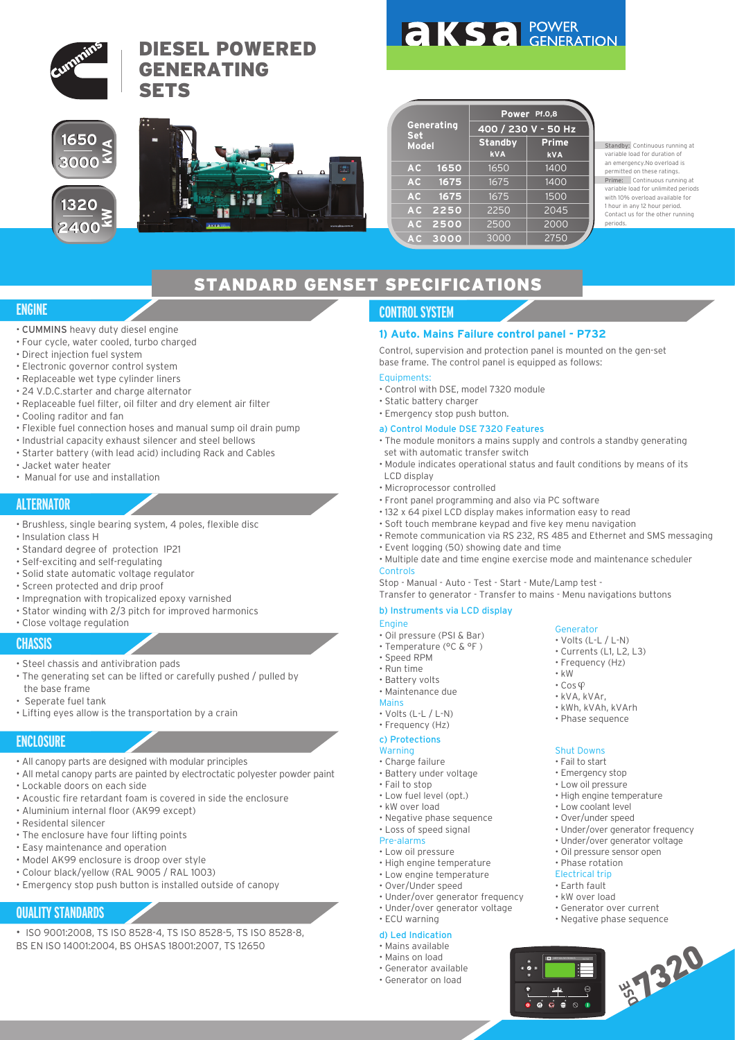# DIESEL POWERED GENERATING SETS

aksa POWER GENERATION

1650 - 3000 kVA

1320 - 2400 kW

| Generating Set Model | Power Pf.0,8 | |
|---|---|---|
| | 400 / 230 V - 50 Hz | |
| | Standby kVA | Prime kVA |
| AC 1650 | 1650 | 1400 |
| AC 1675 | 1675 | 1400 |
| AC 1675 | 1675 | 1500 |
| AC 2250 | 2250 | 2045 |
| AC 2500 | 2500 | 2000 |
| AC 3000 | 3000 | 2750 |

Standby: Continuous running at variable load for duration of an emergency.No overload is permitted on these ratings.
Prime: Continuous running at variable load for unlimited periods with 10% overload available for 1 hour in any 12 hour period. Contact us for the other running periods.

## STANDARD GENSET SPECIFICATIONS

### ENGINE

- CUMMINS heavy duty diesel engine
- Four cycle, water cooled, turbo charged
- Direct injection fuel system
- Electronic governor control system
- Replaceable wet type cylinder liners
- 24 V.D.C.starter and charge alternator
- Replaceable fuel filter, oil filter and dry element air filter
- Cooling raditor and fan
- Flexible fuel connection hoses and manual sump oil drain pump
- Industrial capacity exhaust silencer and steel bellows
- Starter battery (with lead acid) including Rack and Cables
- Jacket water heater
- Manual for use and installation

### ALTERNATOR

- Brushless, single bearing system, 4 poles, flexible disc
- Insulation class H
- Standard degree of protection IP21
- Self-exciting and self-regulating
- Solid state automatic voltage regulator
- Screen protected and drip proof
- Impregnation with tropicalized epoxy varnished
- Stator winding with 2/3 pitch for improved harmonics
- Close voltage regulation

### CHASSIS

- Steel chassis and antivibration pads
- The generating set can be lifted or carefully pushed / pulled by the base frame
- Seperate fuel tank
- Lifting eyes allow is the transportation by a crain

### ENCLOSURE

- All canopy parts are designed with modular principles
- All metal canopy parts are painted by electroctatic polyester powder paint
- Lockable doors on each side
- Acoustic fire retardant foam is covered in side the enclosure
- Aluminium internal floor (AK99 except)
- Residental silencer
- The enclosure have four lifting points
- Easy maintenance and operation
- Model AK99 enclosure is droop over style
- Colour black/yellow (RAL 9005 / RAL 1003)
- Emergency stop push button is installed outside of canopy

### QUALITY STANDARDS

- ISO 9001:2008, TS ISO 8528-4, TS ISO 8528-5, TS ISO 8528-8, BS EN ISO 14001:2004, BS OHSAS 18001:2007, TS 12650

### CONTROL SYSTEM

#### 1) Auto. Mains Failure control panel - P732

Control, supervision and protection panel is mounted on the gen-set base frame. The control panel is equipped as follows:

Equipments:

- Control with DSE, model 7320 module
- Static battery charger
- Emergency stop push button.

a) Control Module DSE 7320 Features

- The module monitors a mains supply and controls a standby generating set with automatic transfer switch
- Module indicates operational status and fault conditions by means of its LCD display
- Microprocessor controlled
- Front panel programming and also via PC software
- 132 x 64 pixel LCD display makes information easy to read
- Soft touch membrane keypad and five key menu navigation
- Remote communication via RS 232, RS 485 and Ethernet and SMS messaging
- Event logging (50) showing date and time
- Multiple date and time engine exercise mode and maintenance scheduler

Controls

Stop - Manual - Auto - Test - Start - Mute/Lamp test - Transfer to generator - Transfer to mains - Menu navigations buttons

b) Instruments via LCD display

Engine

- Oil pressure (PSI & Bar)
- Temperature (°C & °F )
- Speed RPM
- Run time
- Battery volts
- Maintenance due

Mains

- Volts (L-L / L-N)
- Frequency (Hz)

Generator

- Volts (L-L / L-N)
- Currents (L1, L2, L3)
- Frequency (Hz)
- kW
- Cos φ
- kVA, kVAr,
- kWh, kVAh, kVArh
- Phase sequence

c) Protections

Warning

- Charge failure
- Battery under voltage
- Fail to stop
- Low fuel level (opt.)
- kW over load
- Negative phase sequence
- Loss of speed signal

Pre-alarms

- Low oil pressure
- High engine temperature
- Low engine temperature
- Over/Under speed
- Under/over generator frequency
- Under/over generator voltage
- ECU warning

Shut Downs

- Fail to start
- Emergency stop
- Low oil pressure
- High engine temperature
- Low coolant level
- Over/under speed
- Under/over generator frequency
- Under/over generator voltage
- Oil pressure sensor open
- Phase rotation

Electrical trip

- Earth fault
- kW over load
- Generator over current
- Negative phase sequence

d) Led Indication

- Mains available
- Mains on load
- Generator available
- Generator on load

DSE 7320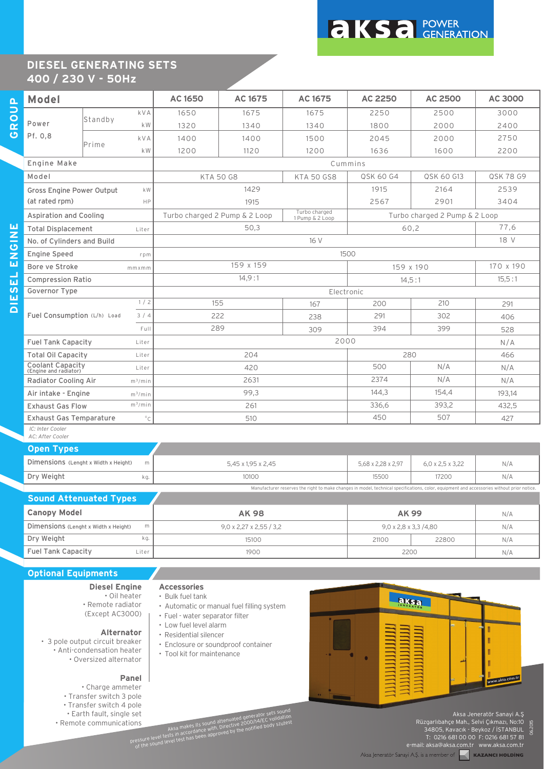# DIESEL GENERATING SETS
## 400 / 230 V - 50Hz

| Model | | | AC 1650 | AC 1675 | AC 1675 | AC 2250 | AC 2500 | AC 3000 |
|---|---|---|---|---|---|---|---|---|
| Power Pf. 0,8 | Standby | kVA | 1650 | 1675 | 1675 | 2250 | 2500 | 3000 |
| | | kW | 1320 | 1340 | 1340 | 1800 | 2000 | 2400 |
| | Prime | kVA | 1400 | 1400 | 1500 | 2045 | 2000 | 2750 |
| | | kW | 1200 | 1120 | 1200 | 1636 | 1600 | 2200 |
| Engine Make | | | Cummins | | | | | |
| Model | | | KTA 50 G8 | | KTA 50 GS8 | QSK 60 G4 | QSK 60 G13 | QSK 78 G9 |
| Gross Engine Power Output (at rated rpm) | | kW | 1429 | | | 1915 | 2164 | 2539 |
| | | HP | 1915 | | | 2567 | 2901 | 3404 |
| Aspiration and Cooling | | | Turbo charged 2 Pump & 2 Loop | | Turbo charged 1 Pump & 2 Loop | Turbo charged 2 Pump & 2 Loop | | |
| Total Displacement | | Liter | 50,3 | | | 60,2 | | 77,6 |
| No. of Cylinders and Build | | | 16 V | | | | | 18 V |
| Engine Speed | | rpm | 1500 | | | | | |
| Bore ve Stroke | | mmxmm | 159 x 159 | | | 159 x 190 | | 170 x 190 |
| Compression Ratio | | | 14,9:1 | | | 14,5:1 | | 15,5:1 |
| Governor Type | | | Electronic | | | | | |
| Fuel Consumption (L/h) Load | | 1 / 2 | 155 | | 167 | 200 | 210 | 291 |
| | | 3 / 4 | 222 | | 238 | 291 | 302 | 406 |
| | | Full | 289 | | 309 | 394 | 399 | 528 |
| Fuel Tank Capacity | | Liter | 2000 | | | | | N/A |
| Total Oil Capacity | | Liter | 204 | | | 280 | | 466 |
| Coolant Capacity (Engine and radiator) | | Liter | 420 | | | 500 | N/A | N/A |
| Radiator Cooling Air | | m³/min | 2631 | | | 2374 | N/A | N/A |
| Air intake - Engine | | m³/min | 99,3 | | | 144,3 | 154,4 | 193,14 |
| Exhaust Gas Flow | | m³/min | 261 | | | 336,6 | 393,2 | 432,5 |
| Exhaust Gas Temparature | | °C | 510 | | | 450 | 507 | 427 |

*IC: Inter Cooler*
*AC: After Cooler*

## Open Types

| | | | | | | |
|---|---|---|---|---|---|---|
| Dimensions (Lenght x Width x Height) | m | 5,45 x 1,95 x 2,45 | | 5,68 x 2,28 x 2,97 | 6,0 x 2,5 x 3,22 | N/A |
| Dry Weight | kg. | 10100 | | 15500 | 17200 | N/A |

Manufacturer reserves the right to make changes in model, technical specifications, color, equipment and accessories without prior notice.

## Sound Attenuated Types

| Canopy Model | | AK 98 | AK 99 | | N/A |
|---|---|---|---|---|---|
| Dimensions (Lenght x Width x Height) | m | 9,0 x 2,27 x 2,55 / 3,2 | 9,0 x 2,8 x 3,3 /4,80 | | N/A |
| Dry Weight | kg. | 15100 | 21100 | 22800 | N/A |
| Fuel Tank Capacity | Liter | 1900 | 2200 | | N/A |

## Optional Equipments

**Diesel Engine**
- Oil heater
- Remote radiator (Except AC3000)

**Alternator**
- 3 pole output circuit breaker
- Anti-condensation heater
- Oversized alternator

**Panel**
- Charge ammeter
- Transfer switch 3 pole
- Transfer switch 4 pole
- Earth fault, single set
- Remote communications

**Accessories**
- Bulk fuel tank
- Automatic or manual fuel filling system
- Fuel - water separator filter
- Low fuel level alarm
- Residential silencer
- Enclosure or soundproof container
- Tool kit for maintenance

Aksa makes its sound attenuated generator sets sound pressure level tests in accordance with Directive 2000/14/EC validation of the sound level test has been approved by the notified body szutest

Aksa Jeneratör Sanayi A.Ş
Rüzgarlıbahçe Mah., Selvi Çıkmazı, No:10
34805, Kavacık - Beykoz / İSTANBUL
T: 0216 681 00 00 F: 0216 681 57 81
e-mail: aksa@aksa.com.tr www.aksa.com.tr

Aksa Jeneratör Sanayi A.Ş. is a member of KAZANCI HOLDING